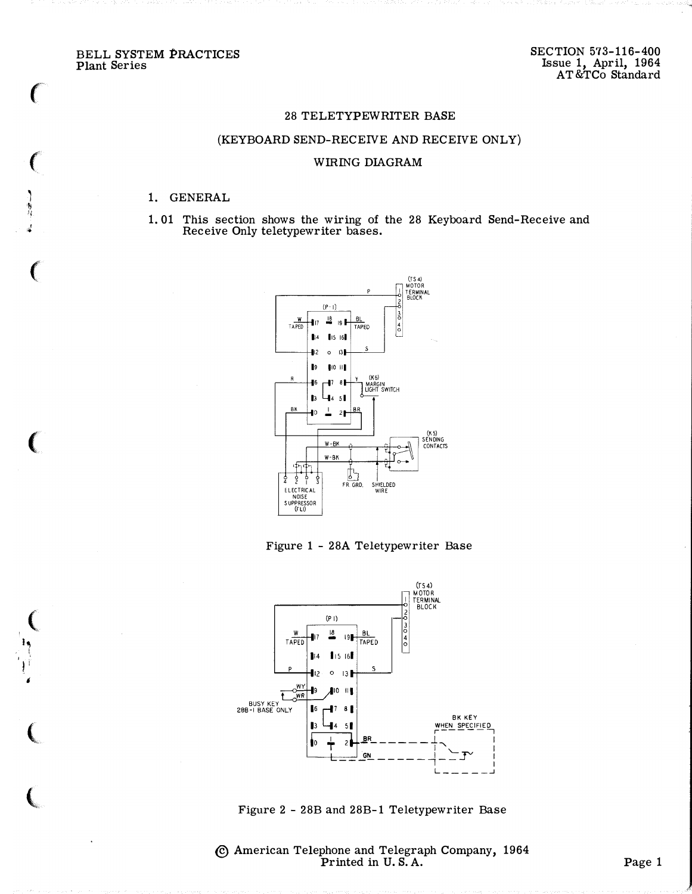BELL SYSTEM PRACTICES
Plant Series

SECTION 573-116-400
Issue 1, April, 1964
AT&TCo Standard

# 28 TELETYPEWRITER BASE

# (KEYBOARD SEND-RECEIVE AND RECEIVE ONLY)

# WIRING DIAGRAM

## 1. GENERAL

1.01 This section shows the wiring of the 28 Keyboard Send-Receive and Receive Only teletypewriter bases.

Figure 1 - 28A Teletypewriter Base

Figure 2 - 28B and 28B-1 Teletypewriter Base

© American Telephone and Telegraph Company, 1964
Printed in U. S. A.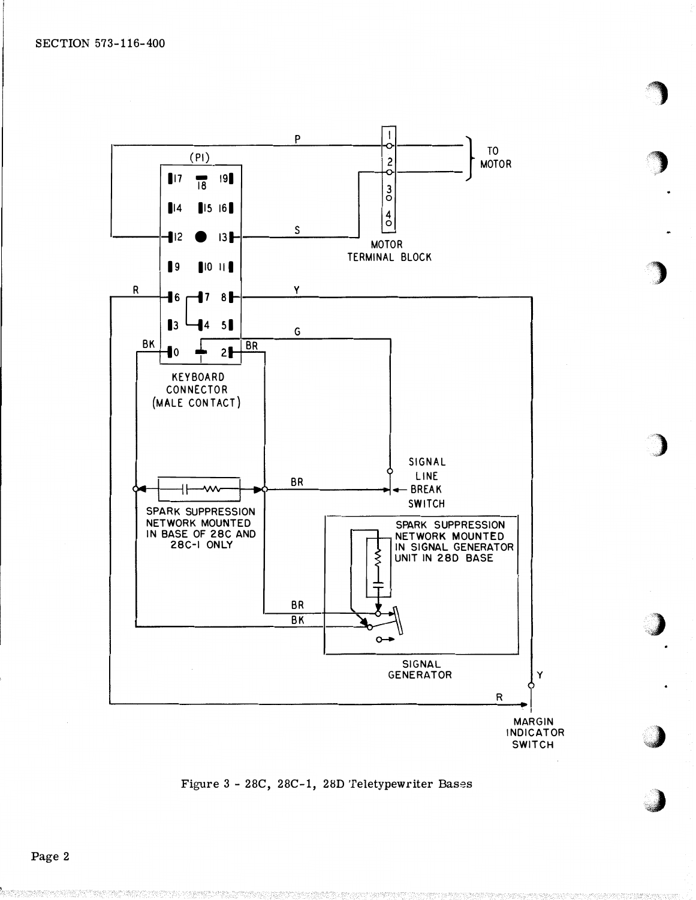Figure 3 - 28C, 28C-1, 28D Teletypewriter Bases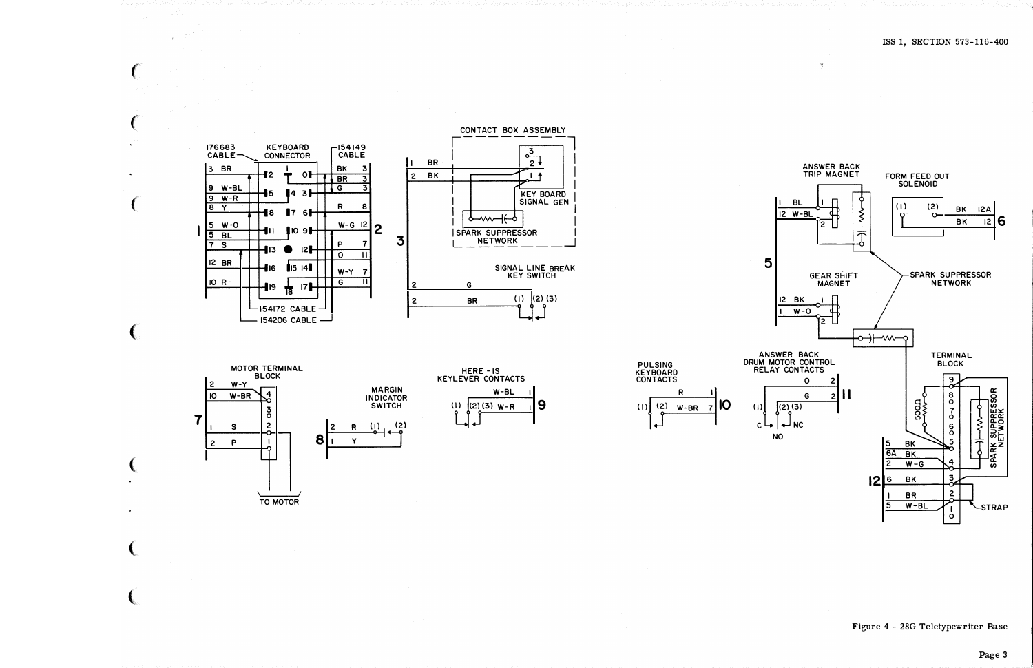176683 CABLE

KEYBOARD CONNECTOR

154149 CABLE

154172 CABLE

154206 CABLE

CONTACT BOX ASSEMBLY

KEY BOARD SIGNAL GEN

SPARK SUPPRESSOR NETWORK

SIGNAL LINE BREAK KEY SWITCH

ANSWER BACK TRIP MAGNET

FORM FEED OUT SOLENOID

GEAR SHIFT MAGNET

SPARK SUPPRESSOR NETWORK

MOTOR TERMINAL BLOCK

TO MOTOR

MARGIN INDICATOR SWITCH

HERE - IS KEYLEVER CONTACTS

PULSING KEYBOARD CONTACTS

ANSWER BACK DRUM MOTOR CONTROL RELAY CONTACTS

TERMINAL BLOCK

SPARK SUPPRESSOR NETWORK

STRAP

Figure 4 - 28G Teletypewriter Base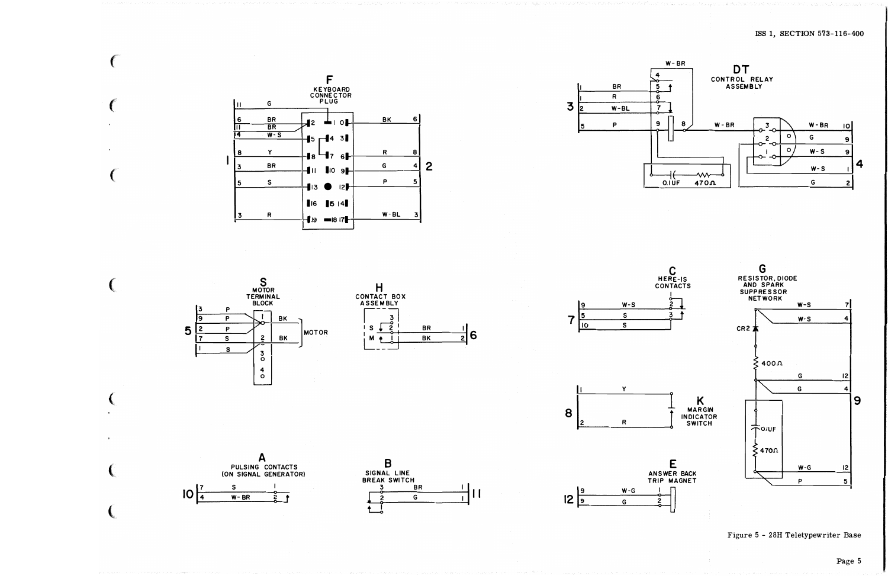**F** KEYBOARD CONNECTOR PLUG

**S** MOTOR TERMINAL BLOCK

**H** CONTACT BOX ASSEMBLY

**A** PULSING CONTACTS (ON SIGNAL GENERATOR)

**B** SIGNAL LINE BREAK SWITCH

**DT** CONTROL RELAY ASSEMBLY

**C** HERE-IS CONTACTS

**G** RESISTOR, DIODE AND SPARK SUPPRESSOR NETWORK

**K** MARGIN INDICATOR SWITCH

**E** ANSWER BACK TRIP MAGNET

Figure 5 - 28H Teletypewriter Base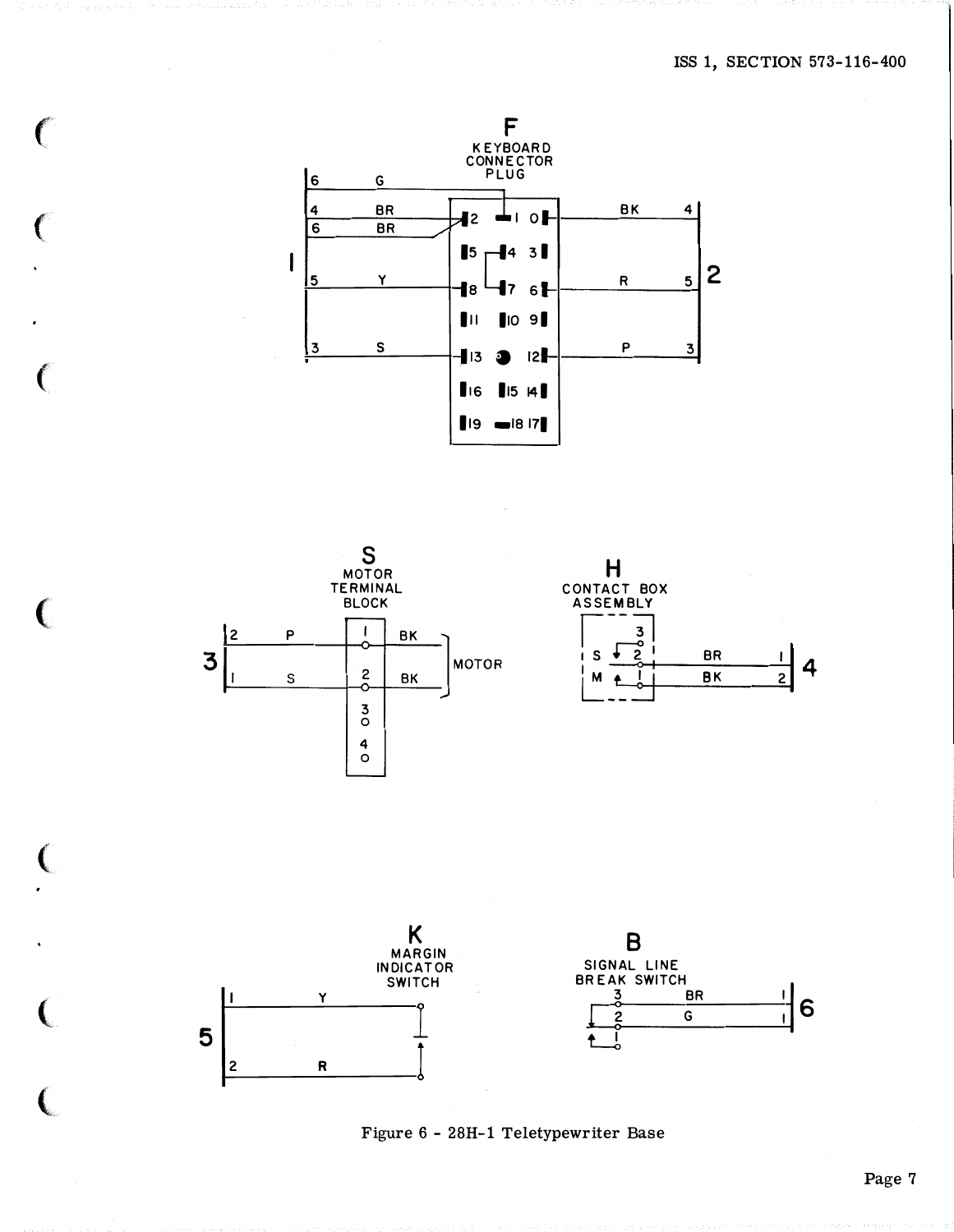F
KEYBOARD
CONNECTOR
PLUG

S
MOTOR
TERMINAL
BLOCK

H
CONTACT BOX
ASSEMBLY

K
MARGIN
INDICATOR
SWITCH

B
SIGNAL LINE
BREAK SWITCH

Figure 6 - 28H-1 Teletypewriter Base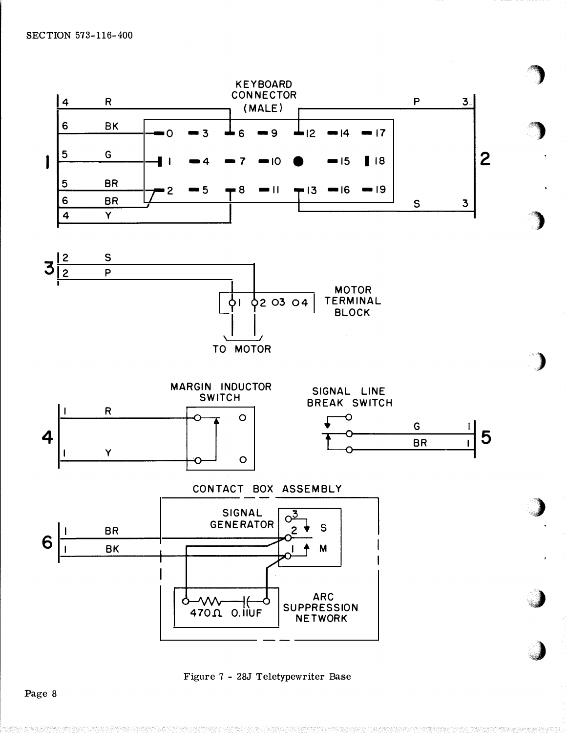KEYBOARD CONNECTOR (MALE)

MOTOR TERMINAL BLOCK

TO MOTOR

MARGIN INDUCTOR SWITCH

SIGNAL LINE BREAK SWITCH

CONTACT BOX ASSEMBLY

SIGNAL GENERATOR

ARC SUPPRESSION NETWORK

470Ω 0.11UF

Figure 7 - 28J Teletypewriter Base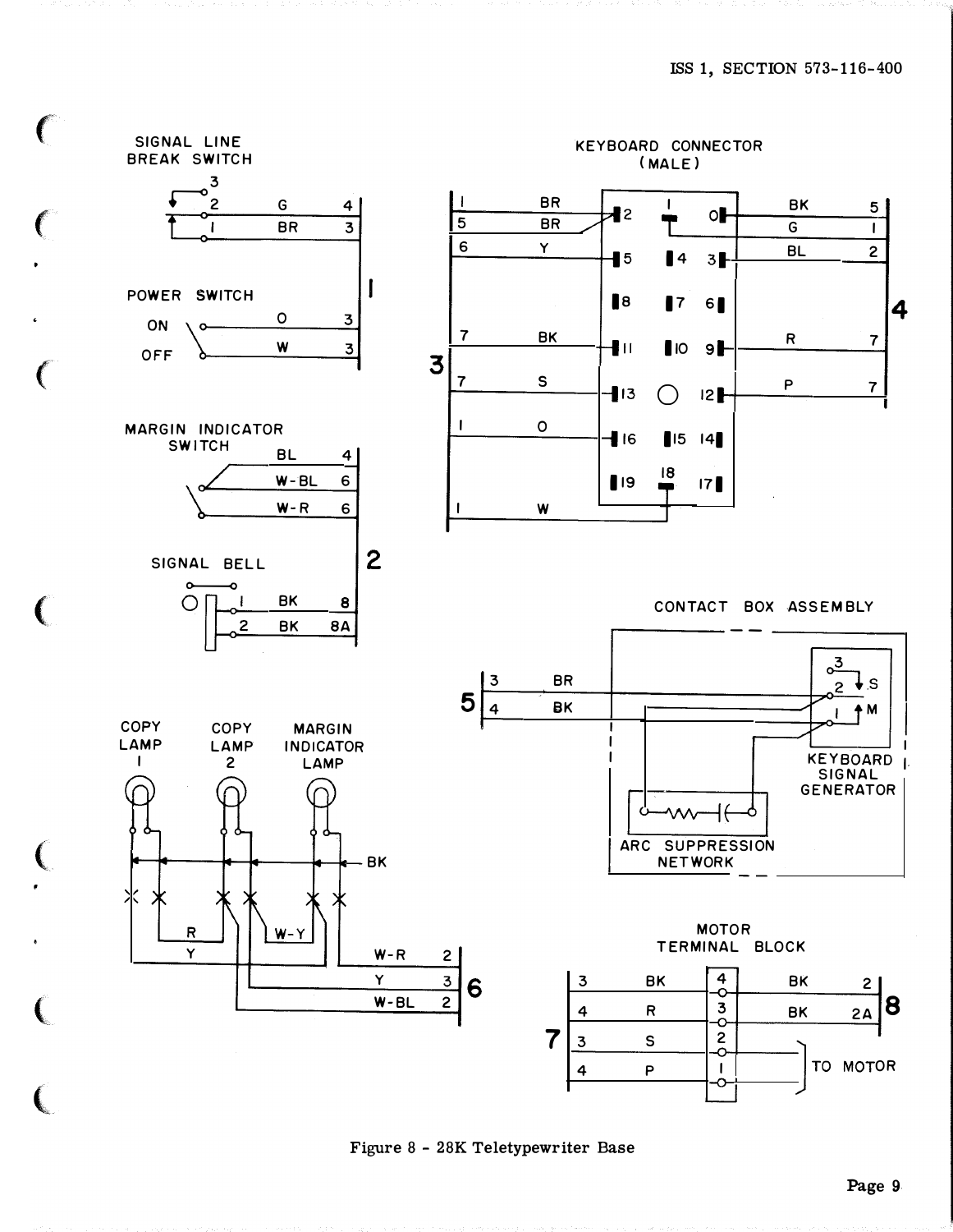SIGNAL LINE BREAK SWITCH

| | | |
|---|---|---|
| 2 | G | 4 |
| 1 | BR | 3 |

POWER SWITCH

| | | |
|---|---|---|
| ON | O | 3 |
| OFF | W | 3 |

1

MARGIN INDICATOR SWITCH

| | |
|---|---|
| BL | 4 |
| W-BL | 6 |
| W-R | 6 |

SIGNAL BELL

| | | |
|---|---|---|
| 1 | BK | 8 |
| 2 | BK | 8A |

2

KEYBOARD CONNECTOR (MALE)

3

| Terminal | Wire | Connector Pin |
|---|---|---|
| 1 | BR | 2 |
| 5 | BR | 2 |
| 6 | Y | 5 |
| 7 | BK | 11 |
| 7 | S | 13 |
| 1 | O | 16 |
| 1 | W | 18 |

4

| Connector Pin | Wire | Terminal |
|---|---|---|
| 0 | BK | 5 |
| 1 | G | 1 |
| 3 | BL | 2 |
| 9 | R | 7 |
| 12 | P | 7 |

CONTACT BOX ASSEMBLY

5

| Terminal | Wire |
|---|---|
| 3 | BR |
| 4 | BK |

KEYBOARD SIGNAL GENERATOR

ARC SUPPRESSION NETWORK

COPY LAMP 1 — COPY LAMP 2 — MARGIN INDICATOR LAMP

BK

R — Y — W-Y

6

| Wire | Terminal |
|---|---|
| W-R | 2 |
| Y | 3 |
| W-BL | 2 |

MOTOR TERMINAL BLOCK

7

| Terminal | Wire | Block |
|---|---|---|
| 3 | BK | 4 |
| 4 | R | 3 |
| 3 | S | 2 |
| 4 | P | 1 |

8

| Block | Wire | Terminal |
|---|---|---|
| 4 | BK | 2 |
| 3 | BK | 2A |
| 2, 1 | TO MOTOR | |

Figure 8 - 28K Teletypewriter Base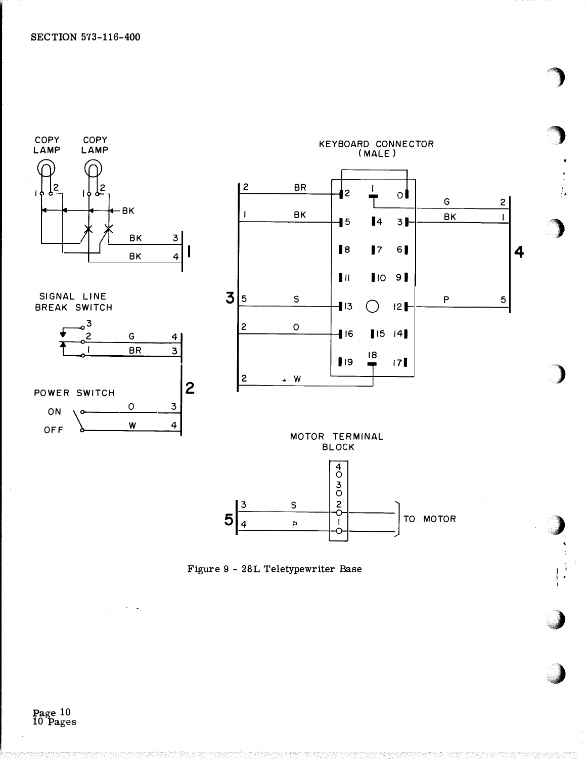COPY LAMP

COPY LAMP

BK

BK 3

BK 4

1

SIGNAL LINE BREAK SWITCH

3

2 G 4

1 BR 3

2

POWER SWITCH

ON O 3

OFF W 4

KEYBOARD CONNECTOR (MALE)

3

2 BR

1 BK

5 S

2 O

2 W

1 0

2

5 4 3

8 7 6

11 10 9

13 12

16 15 14

18

19 17

G 2

BK 1

4

P 5

MOTOR TERMINAL BLOCK

4

3

2

1

5

3 S

4 P

TO MOTOR

Figure 9 - 28L Teletypewriter Base